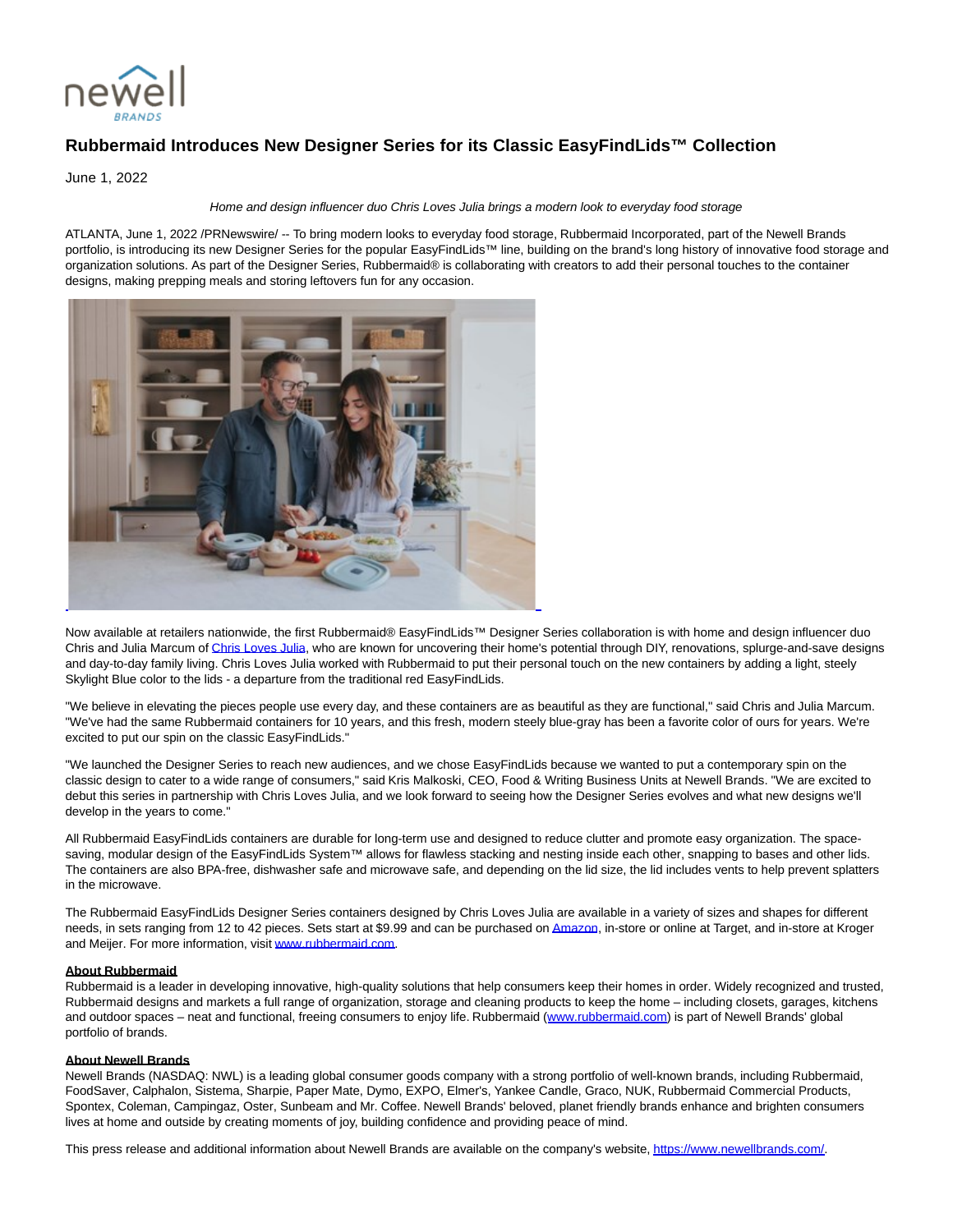# Rubbermaid Introduces New Designer Series for its Classic EasyFindLids™ Collection

June 1, 2022

*Home and design influencer duo Chris Loves Julia brings a modern look to everyday food storage*

ATLANTA, June 1, 2022 /PRNewswire/ -- To bring modern looks to everyday food storage, Rubbermaid Incorporated, part of the Newell Brands portfolio, is introducing its new Designer Series for the popular EasyFindLids™ line, building on the brand's long history of innovative food storage and organization solutions. As part of the Designer Series, Rubbermaid® is collaborating with creators to add their personal touches to the container designs, making prepping meals and storing leftovers fun for any occasion.

Now available at retailers nationwide, the first Rubbermaid® EasyFindLids™ Designer Series collaboration is with home and design influencer duo Chris and Julia Marcum of Chris Loves Julia, who are known for uncovering their home's potential through DIY, renovations, splurge-and-save designs and day-to-day family living. Chris Loves Julia worked with Rubbermaid to put their personal touch on the new containers by adding a light, steely Skylight Blue color to the lids - a departure from the traditional red EasyFindLids.

"We believe in elevating the pieces people use every day, and these containers are as beautiful as they are functional," said Chris and Julia Marcum. "We've had the same Rubbermaid containers for 10 years, and this fresh, modern steely blue-gray has been a favorite color of ours for years. We're excited to put our spin on the classic EasyFindLids."

"We launched the Designer Series to reach new audiences, and we chose EasyFindLids because we wanted to put a contemporary spin on the classic design to cater to a wide range of consumers," said Kris Malkoski, CEO, Food & Writing Business Units at Newell Brands. "We are excited to debut this series in partnership with Chris Loves Julia, and we look forward to seeing how the Designer Series evolves and what new designs we'll develop in the years to come."

All Rubbermaid EasyFindLids containers are durable for long-term use and designed to reduce clutter and promote easy organization. The space-saving, modular design of the EasyFindLids System™ allows for flawless stacking and nesting inside each other, snapping to bases and other lids. The containers are also BPA-free, dishwasher safe and microwave safe, and depending on the lid size, the lid includes vents to help prevent splatters in the microwave.

The Rubbermaid EasyFindLids Designer Series containers designed by Chris Loves Julia are available in a variety of sizes and shapes for different needs, in sets ranging from 12 to 42 pieces. Sets start at $9.99 and can be purchased on Amazon, in-store or online at Target, and in-store at Kroger and Meijer. For more information, visit www.rubbermaid.com.

**About Rubbermaid**
Rubbermaid is a leader in developing innovative, high-quality solutions that help consumers keep their homes in order. Widely recognized and trusted, Rubbermaid designs and markets a full range of organization, storage and cleaning products to keep the home – including closets, garages, kitchens and outdoor spaces – neat and functional, freeing consumers to enjoy life. Rubbermaid (www.rubbermaid.com) is part of Newell Brands' global portfolio of brands.

**About Newell Brands**
Newell Brands (NASDAQ: NWL) is a leading global consumer goods company with a strong portfolio of well-known brands, including Rubbermaid, FoodSaver, Calphalon, Sistema, Sharpie, Paper Mate, Dymo, EXPO, Elmer's, Yankee Candle, Graco, NUK, Rubbermaid Commercial Products, Spontex, Coleman, Campingaz, Oster, Sunbeam and Mr. Coffee. Newell Brands' beloved, planet friendly brands enhance and brighten consumers lives at home and outside by creating moments of joy, building confidence and providing peace of mind.

This press release and additional information about Newell Brands are available on the company's website, https://www.newellbrands.com/.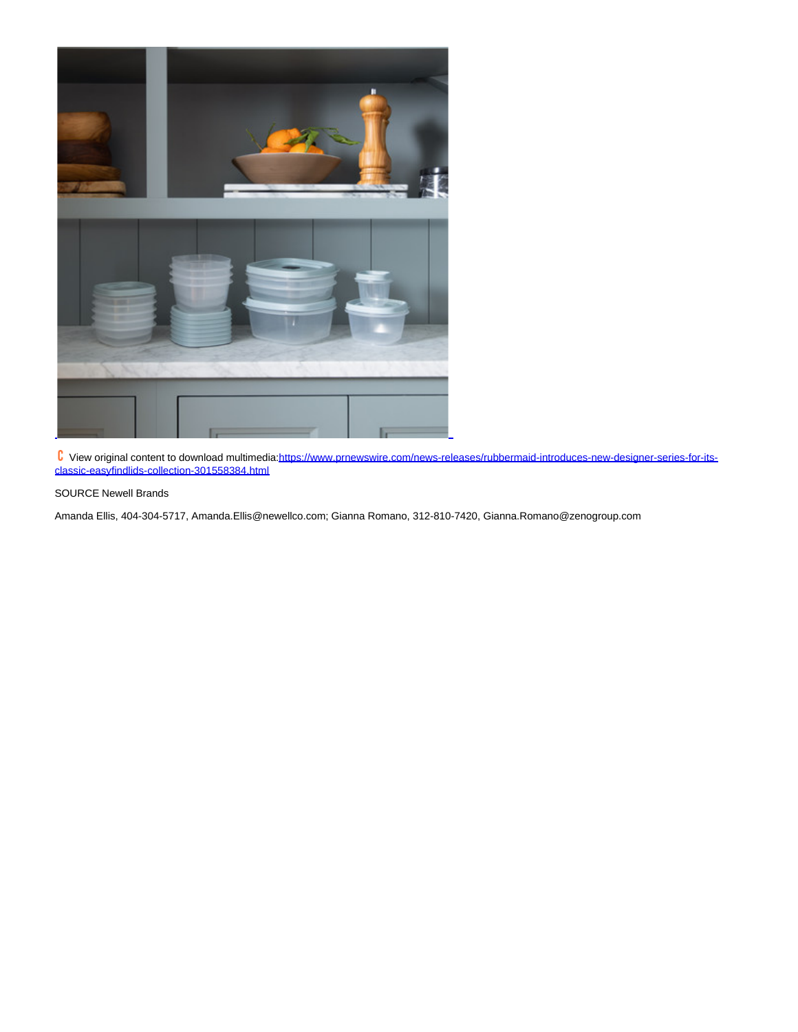View original content to download multimedia:https://www.prnewswire.com/news-releases/rubbermaid-introduces-new-designer-series-for-its-classic-easyfindlids-collection-301558384.html

SOURCE Newell Brands

Amanda Ellis, 404-304-5717, Amanda.Ellis@newellco.com; Gianna Romano, 312-810-7420, Gianna.Romano@zenogroup.com